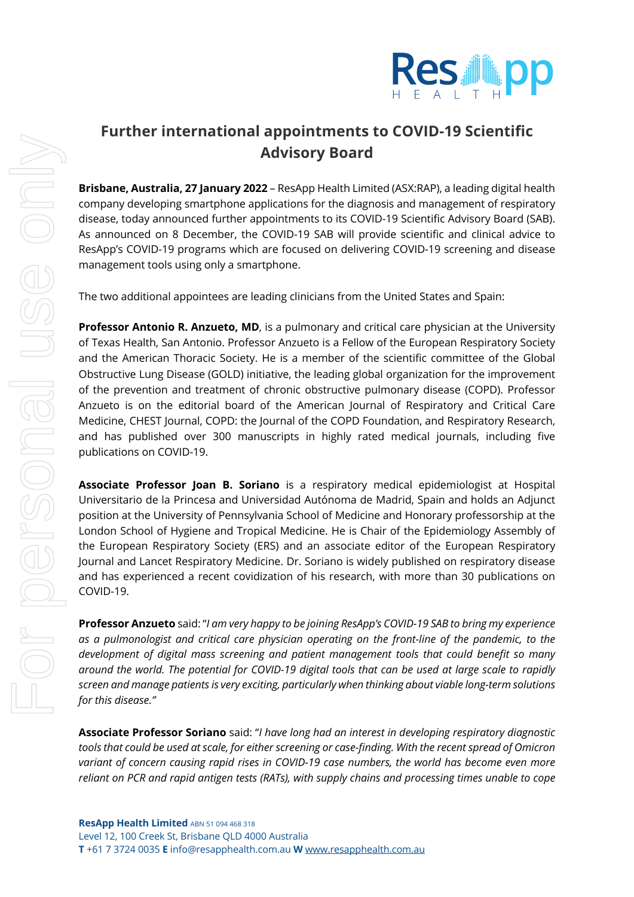# Further international appointments to COVID-19 Scientific Advisory Board

**Brisbane, Australia, 27 January 2022** – ResApp Health Limited (ASX:RAP), a leading digital health company developing smartphone applications for the diagnosis and management of respiratory disease, today announced further appointments to its COVID-19 Scientific Advisory Board (SAB). As announced on 8 December, the COVID-19 SAB will provide scientific and clinical advice to ResApp's COVID-19 programs which are focused on delivering COVID-19 screening and disease management tools using only a smartphone.

The two additional appointees are leading clinicians from the United States and Spain:

**Professor Antonio R. Anzueto, MD**, is a pulmonary and critical care physician at the University of Texas Health, San Antonio. Professor Anzueto is a Fellow of the European Respiratory Society and the American Thoracic Society. He is a member of the scientific committee of the Global Obstructive Lung Disease (GOLD) initiative, the leading global organization for the improvement of the prevention and treatment of chronic obstructive pulmonary disease (COPD). Professor Anzueto is on the editorial board of the American Journal of Respiratory and Critical Care Medicine, CHEST Journal, COPD: the Journal of the COPD Foundation, and Respiratory Research, and has published over 300 manuscripts in highly rated medical journals, including five publications on COVID-19.

**Associate Professor Joan B. Soriano** is a respiratory medical epidemiologist at Hospital Universitario de la Princesa and Universidad Autónoma de Madrid, Spain and holds an Adjunct position at the University of Pennsylvania School of Medicine and Honorary professorship at the London School of Hygiene and Tropical Medicine. He is Chair of the Epidemiology Assembly of the European Respiratory Society (ERS) and an associate editor of the European Respiratory Journal and Lancet Respiratory Medicine. Dr. Soriano is widely published on respiratory disease and has experienced a recent covidization of his research, with more than 30 publications on COVID-19.

**Professor Anzueto** said: "*I am very happy to be joining ResApp's COVID-19 SAB to bring my experience as a pulmonologist and critical care physician operating on the front-line of the pandemic, to the development of digital mass screening and patient management tools that could benefit so many around the world. The potential for COVID-19 digital tools that can be used at large scale to rapidly screen and manage patients is very exciting, particularly when thinking about viable long-term solutions for this disease.*"

**Associate Professor Soriano** said: "*I have long had an interest in developing respiratory diagnostic tools that could be used at scale, for either screening or case-finding. With the recent spread of Omicron variant of concern causing rapid rises in COVID-19 case numbers, the world has become even more reliant on PCR and rapid antigen tests (RATs), with supply chains and processing times unable to cope*

**ResApp Health Limited** ABN 51 094 468 318
Level 12, 100 Creek St, Brisbane QLD 4000 Australia
**T** +61 7 3724 0035 **E** info@resapphealth.com.au **W** www.resapphealth.com.au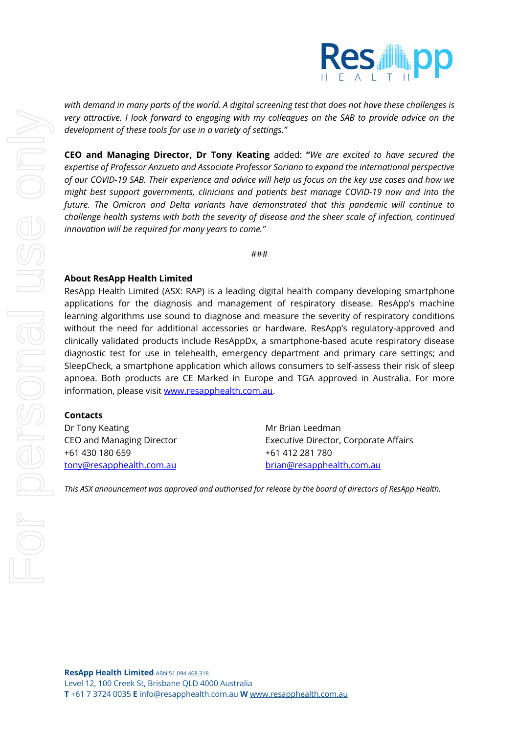*with demand in many parts of the world. A digital screening test that does not have these challenges is very attractive. I look forward to engaging with my colleagues on the SAB to provide advice on the development of these tools for use in a variety of settings."*

**CEO and Managing Director, Dr Tony Keating** added: **"***We are excited to have secured the expertise of Professor Anzueto and Associate Professor Soriano to expand the international perspective of our COVID-19 SAB. Their experience and advice will help us focus on the key use cases and how we might best support governments, clinicians and patients best manage COVID-19 now and into the future. The Omicron and Delta variants have demonstrated that this pandemic will continue to challenge health systems with both the severity of disease and the sheer scale of infection, continued innovation will be required for many years to come."*

###

**About ResApp Health Limited**

ResApp Health Limited (ASX: RAP) is a leading digital health company developing smartphone applications for the diagnosis and management of respiratory disease. ResApp's machine learning algorithms use sound to diagnose and measure the severity of respiratory conditions without the need for additional accessories or hardware. ResApp's regulatory-approved and clinically validated products include ResAppDx, a smartphone-based acute respiratory disease diagnostic test for use in telehealth, emergency department and primary care settings; and SleepCheck, a smartphone application which allows consumers to self-assess their risk of sleep apnoea. Both products are CE Marked in Europe and TGA approved in Australia. For more information, please visit www.resapphealth.com.au.

**Contacts**

Dr Tony Keating
CEO and Managing Director
+61 430 180 659
tony@resapphealth.com.au

Mr Brian Leedman
Executive Director, Corporate Affairs
+61 412 281 780
brian@resapphealth.com.au

*This ASX announcement was approved and authorised for release by the board of directors of ResApp Health.*